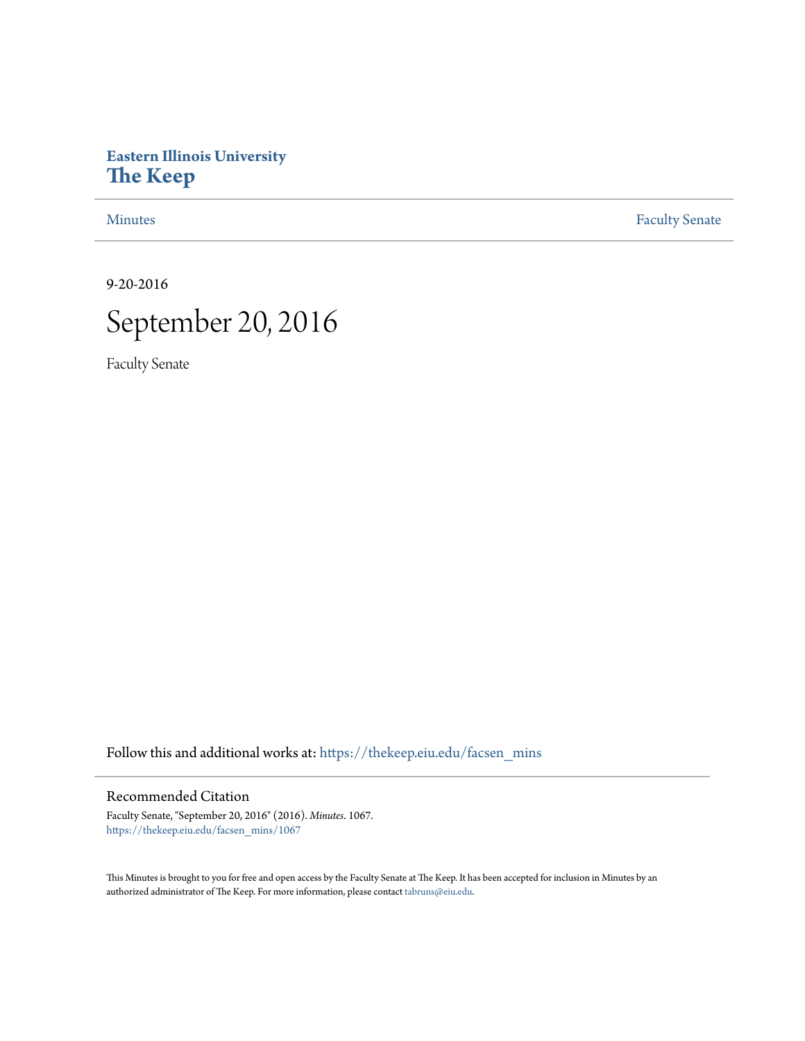**Eastern Illinois University**
**The Keep**

Minutes | Faculty Senate

9-20-2016

# September 20, 2016

Faculty Senate

Follow this and additional works at: https://thekeep.eiu.edu/facsen_mins

## Recommended Citation

Faculty Senate, "September 20, 2016" (2016). *Minutes*. 1067.
https://thekeep.eiu.edu/facsen_mins/1067

This Minutes is brought to you for free and open access by the Faculty Senate at The Keep. It has been accepted for inclusion in Minutes by an authorized administrator of The Keep. For more information, please contact tabruns@eiu.edu.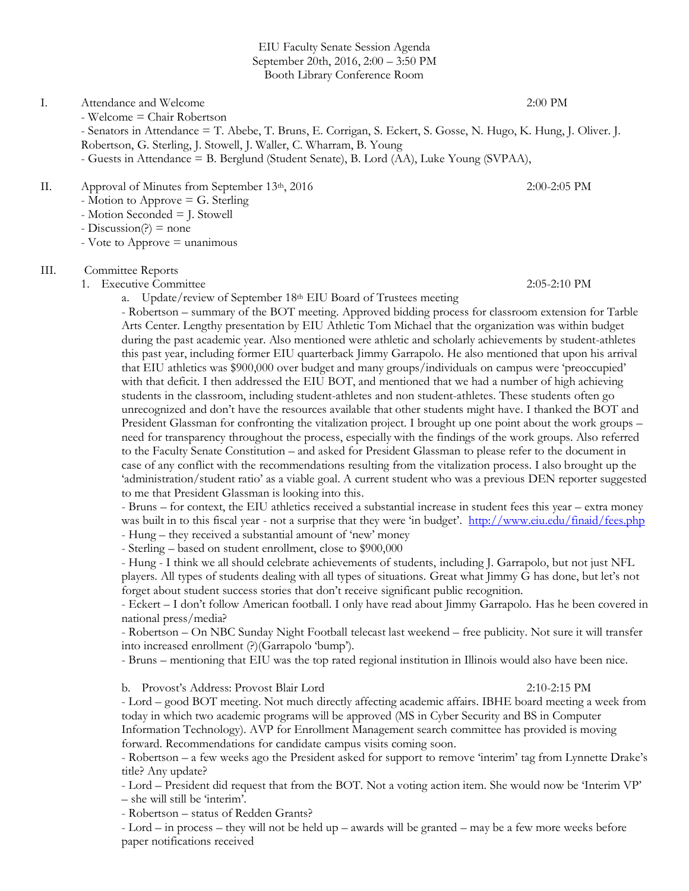EIU Faculty Senate Session Agenda
September 20th, 2016, 2:00 – 3:50 PM
Booth Library Conference Room

I. Attendance and Welcome 2:00 PM
- Welcome = Chair Robertson
- Senators in Attendance = T. Abebe, T. Bruns, E. Corrigan, S. Eckert, S. Gosse, N. Hugo, K. Hung, J. Oliver. J. Robertson, G. Sterling, J. Stowell, J. Waller, C. Wharram, B. Young
- Guests in Attendance = B. Berglund (Student Senate), B. Lord (AA), Luke Young (SVPAA),

II. Approval of Minutes from September 13th, 2016 2:00-2:05 PM
- Motion to Approve = G. Sterling
- Motion Seconded = J. Stowell
- Discussion(?) = none
- Vote to Approve = unanimous

III. Committee Reports

1. Executive Committee 2:05-2:10 PM

a. Update/review of September 18th EIU Board of Trustees meeting

- Robertson – summary of the BOT meeting. Approved bidding process for classroom extension for Tarble Arts Center. Lengthy presentation by EIU Athletic Tom Michael that the organization was within budget during the past academic year. Also mentioned were athletic and scholarly achievements by student-athletes this past year, including former EIU quarterback Jimmy Garrapolo. He also mentioned that upon his arrival that EIU athletics was $900,000 over budget and many groups/individuals on campus were 'preoccupied' with that deficit. I then addressed the EIU BOT, and mentioned that we had a number of high achieving students in the classroom, including student-athletes and non student-athletes. These students often go unrecognized and don't have the resources available that other students might have. I thanked the BOT and President Glassman for confronting the vitalization project. I brought up one point about the work groups – need for transparency throughout the process, especially with the findings of the work groups. Also referred to the Faculty Senate Constitution – and asked for President Glassman to please refer to the document in case of any conflict with the recommendations resulting from the vitalization process. I also brought up the 'administration/student ratio' as a viable goal. A current student who was a previous DEN reporter suggested to me that President Glassman is looking into this.

- Bruns – for context, the EIU athletics received a substantial increase in student fees this year – extra money was built in to this fiscal year - not a surprise that they were 'in budget'. http://www.eiu.edu/finaid/fees.php

- Hung – they received a substantial amount of 'new' money

- Sterling – based on student enrollment, close to $900,000

- Hung - I think we all should celebrate achievements of students, including J. Garrapolo, but not just NFL players. All types of students dealing with all types of situations. Great what Jimmy G has done, but let's not forget about student success stories that don't receive significant public recognition.

- Eckert – I don't follow American football. I only have read about Jimmy Garrapolo. Has he been covered in national press/media?

- Robertson – On NBC Sunday Night Football telecast last weekend – free publicity. Not sure it will transfer into increased enrollment (?)(Garrapolo 'bump').

- Bruns – mentioning that EIU was the top rated regional institution in Illinois would also have been nice.

b. Provost's Address: Provost Blair Lord 2:10-2:15 PM

- Lord – good BOT meeting. Not much directly affecting academic affairs. IBHE board meeting a week from today in which two academic programs will be approved (MS in Cyber Security and BS in Computer Information Technology). AVP for Enrollment Management search committee has provided is moving forward. Recommendations for candidate campus visits coming soon.

- Robertson – a few weeks ago the President asked for support to remove 'interim' tag from Lynnette Drake's title? Any update?

- Lord – President did request that from the BOT. Not a voting action item. She would now be 'Interim VP' – she will still be 'interim'.

- Robertson – status of Redden Grants?

- Lord – in process – they will not be held up – awards will be granted – may be a few more weeks before paper notifications received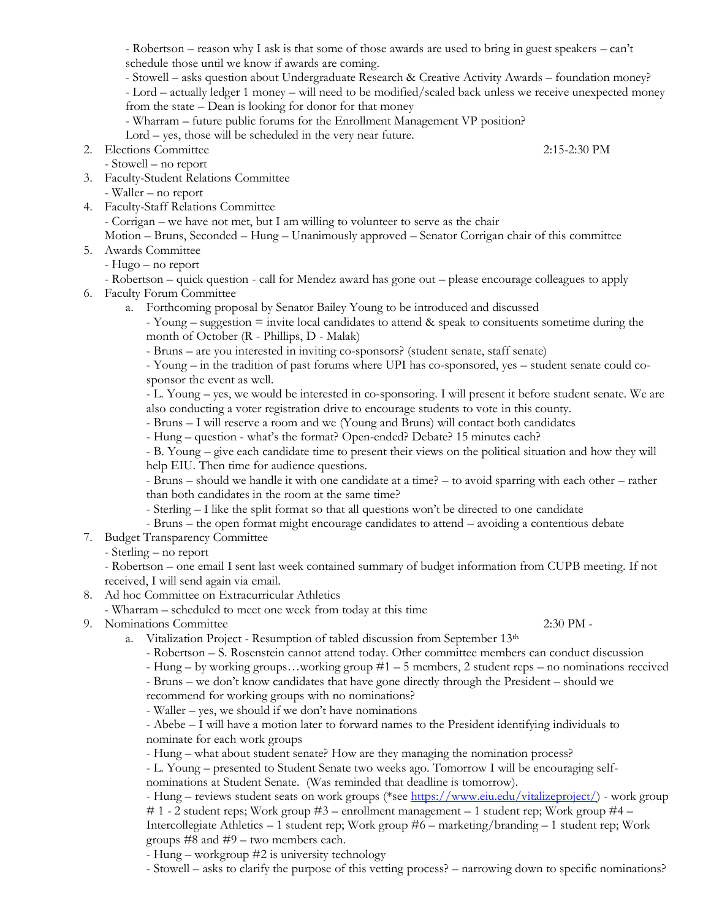- Robertson – reason why I ask is that some of those awards are used to bring in guest speakers – can't schedule those until we know if awards are coming.
- Stowell – asks question about Undergraduate Research & Creative Activity Awards – foundation money?
- Lord – actually ledger 1 money – will need to be modified/scaled back unless we receive unexpected money from the state – Dean is looking for donor for that money
- Wharram – future public forums for the Enrollment Management VP position?
Lord – yes, those will be scheduled in the very near future.

2. Elections Committee 2:15-2:30 PM
   - Stowell – no report
3. Faculty-Student Relations Committee
   - Waller – no report
4. Faculty-Staff Relations Committee
   - Corrigan – we have not met, but I am willing to volunteer to serve as the chair
   Motion – Bruns, Seconded – Hung – Unanimously approved – Senator Corrigan chair of this committee
5. Awards Committee
   - Hugo – no report
   - Robertson – quick question - call for Mendez award has gone out – please encourage colleagues to apply
6. Faculty Forum Committee
   a. Forthcoming proposal by Senator Bailey Young to be introduced and discussed
      - Young – suggestion = invite local candidates to attend & speak to consituents sometime during the month of October (R - Phillips, D - Malak)
      - Bruns – are you interested in inviting co-sponsors? (student senate, staff senate)
      - Young – in the tradition of past forums where UPI has co-sponsored, yes – student senate could co-sponsor the event as well.
      - L. Young – yes, we would be interested in co-sponsoring. I will present it before student senate. We are also conducting a voter registration drive to encourage students to vote in this county.
      - Bruns – I will reserve a room and we (Young and Bruns) will contact both candidates
      - Hung – question - what's the format? Open-ended? Debate? 15 minutes each?
      - B. Young – give each candidate time to present their views on the political situation and how they will help EIU. Then time for audience questions.
      - Bruns – should we handle it with one candidate at a time? – to avoid sparring with each other – rather than both candidates in the room at the same time?
      - Sterling – I like the split format so that all questions won't be directed to one candidate
      - Bruns – the open format might encourage candidates to attend – avoiding a contentious debate
7. Budget Transparency Committee
   - Sterling – no report
   - Robertson – one email I sent last week contained summary of budget information from CUPB meeting. If not received, I will send again via email.
8. Ad hoc Committee on Extracurricular Athletics
   - Wharram – scheduled to meet one week from today at this time
9. Nominations Committee 2:30 PM -
   a. Vitalization Project - Resumption of tabled discussion from September 13th
      - Robertson – S. Rosenstein cannot attend today. Other committee members can conduct discussion
      - Hung – by working groups…working group #1 – 5 members, 2 student reps – no nominations received
      - Bruns – we don't know candidates that have gone directly through the President – should we recommend for working groups with no nominations?
      - Waller – yes, we should if we don't have nominations
      - Abebe – I will have a motion later to forward names to the President identifying individuals to nominate for each work groups
      - Hung – what about student senate? How are they managing the nomination process?
      - L. Young – presented to Student Senate two weeks ago. Tomorrow I will be encouraging self-nominations at Student Senate. (Was reminded that deadline is tomorrow).
      - Hung – reviews student seats on work groups (*see https://www.eiu.edu/vitalizeproject/) - work group # 1 - 2 student reps; Work group #3 – enrollment management – 1 student rep; Work group #4 – Intercollegiate Athletics – 1 student rep; Work group #6 – marketing/branding – 1 student rep; Work groups #8 and #9 – two members each.
      - Hung – workgroup #2 is university technology
      - Stowell – asks to clarify the purpose of this vetting process? – narrowing down to specific nominations?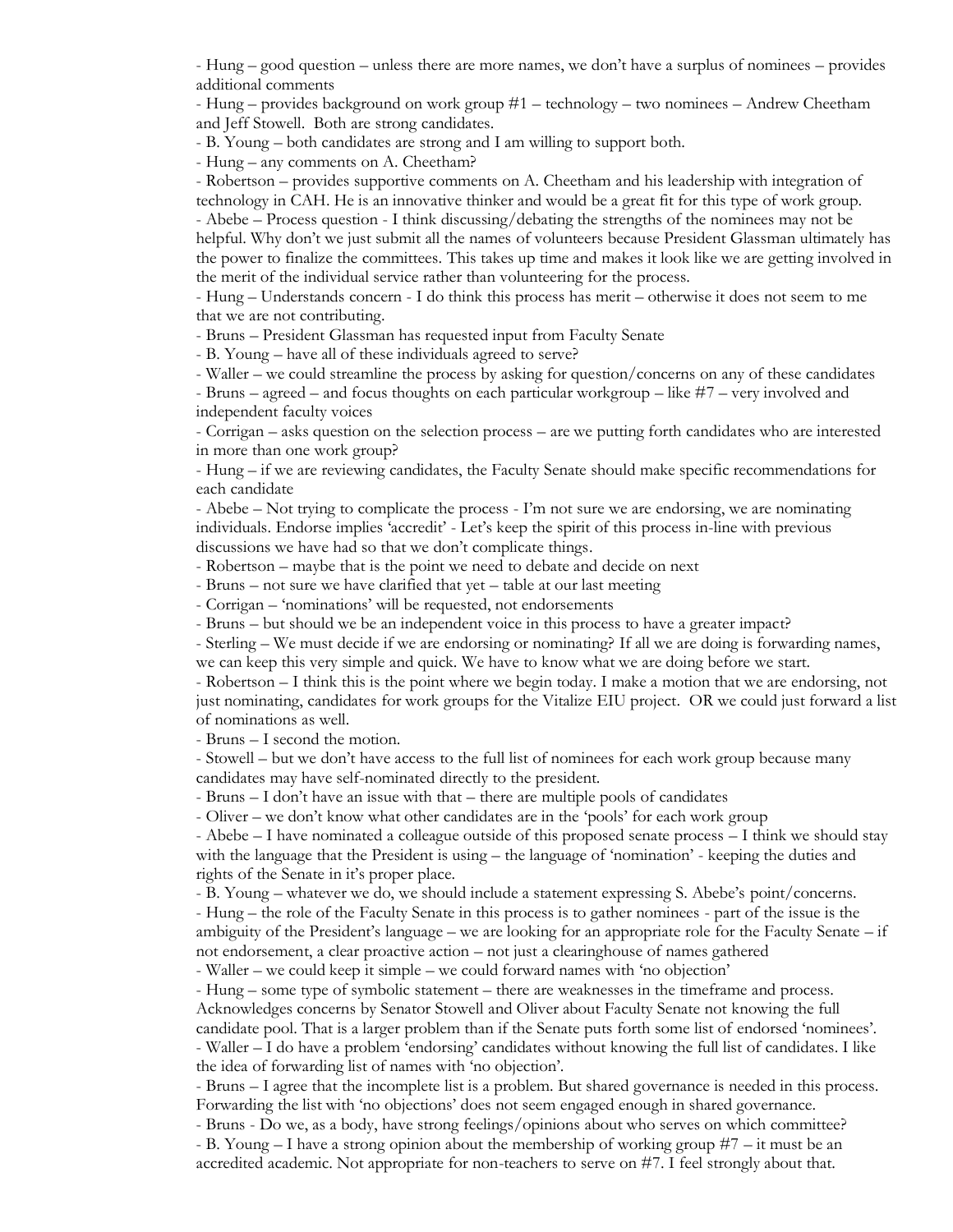- Hung – good question – unless there are more names, we don't have a surplus of nominees – provides additional comments
- Hung – provides background on work group #1 – technology – two nominees – Andrew Cheetham and Jeff Stowell. Both are strong candidates.
- B. Young – both candidates are strong and I am willing to support both.
- Hung – any comments on A. Cheetham?
- Robertson – provides supportive comments on A. Cheetham and his leadership with integration of technology in CAH. He is an innovative thinker and would be a great fit for this type of work group.
- Abebe – Process question - I think discussing/debating the strengths of the nominees may not be helpful. Why don't we just submit all the names of volunteers because President Glassman ultimately has the power to finalize the committees. This takes up time and makes it look like we are getting involved in the merit of the individual service rather than volunteering for the process.
- Hung – Understands concern - I do think this process has merit – otherwise it does not seem to me that we are not contributing.
- Bruns – President Glassman has requested input from Faculty Senate
- B. Young – have all of these individuals agreed to serve?
- Waller – we could streamline the process by asking for question/concerns on any of these candidates
- Bruns – agreed – and focus thoughts on each particular workgroup – like #7 – very involved and independent faculty voices
- Corrigan – asks question on the selection process – are we putting forth candidates who are interested in more than one work group?
- Hung – if we are reviewing candidates, the Faculty Senate should make specific recommendations for each candidate
- Abebe – Not trying to complicate the process - I'm not sure we are endorsing, we are nominating individuals. Endorse implies 'accredit' - Let's keep the spirit of this process in-line with previous discussions we have had so that we don't complicate things.
- Robertson – maybe that is the point we need to debate and decide on next
- Bruns – not sure we have clarified that yet – table at our last meeting
- Corrigan – 'nominations' will be requested, not endorsements
- Bruns – but should we be an independent voice in this process to have a greater impact?
- Sterling – We must decide if we are endorsing or nominating? If all we are doing is forwarding names, we can keep this very simple and quick. We have to know what we are doing before we start.
- Robertson – I think this is the point where we begin today. I make a motion that we are endorsing, not just nominating, candidates for work groups for the Vitalize EIU project. OR we could just forward a list of nominations as well.
- Bruns – I second the motion.
- Stowell – but we don't have access to the full list of nominees for each work group because many candidates may have self-nominated directly to the president.
- Bruns – I don't have an issue with that – there are multiple pools of candidates
- Oliver – we don't know what other candidates are in the 'pools' for each work group
- Abebe – I have nominated a colleague outside of this proposed senate process – I think we should stay with the language that the President is using – the language of 'nomination' - keeping the duties and rights of the Senate in it's proper place.
- B. Young – whatever we do, we should include a statement expressing S. Abebe's point/concerns.
- Hung – the role of the Faculty Senate in this process is to gather nominees - part of the issue is the ambiguity of the President's language – we are looking for an appropriate role for the Faculty Senate – if not endorsement, a clear proactive action – not just a clearinghouse of names gathered
- Waller – we could keep it simple – we could forward names with 'no objection'
- Hung – some type of symbolic statement – there are weaknesses in the timeframe and process. Acknowledges concerns by Senator Stowell and Oliver about Faculty Senate not knowing the full candidate pool. That is a larger problem than if the Senate puts forth some list of endorsed 'nominees'.
- Waller – I do have a problem 'endorsing' candidates without knowing the full list of candidates. I like the idea of forwarding list of names with 'no objection'.
- Bruns – I agree that the incomplete list is a problem. But shared governance is needed in this process. Forwarding the list with 'no objections' does not seem engaged enough in shared governance.
- Bruns - Do we, as a body, have strong feelings/opinions about who serves on which committee?
- B. Young – I have a strong opinion about the membership of working group #7 – it must be an accredited academic. Not appropriate for non-teachers to serve on #7. I feel strongly about that.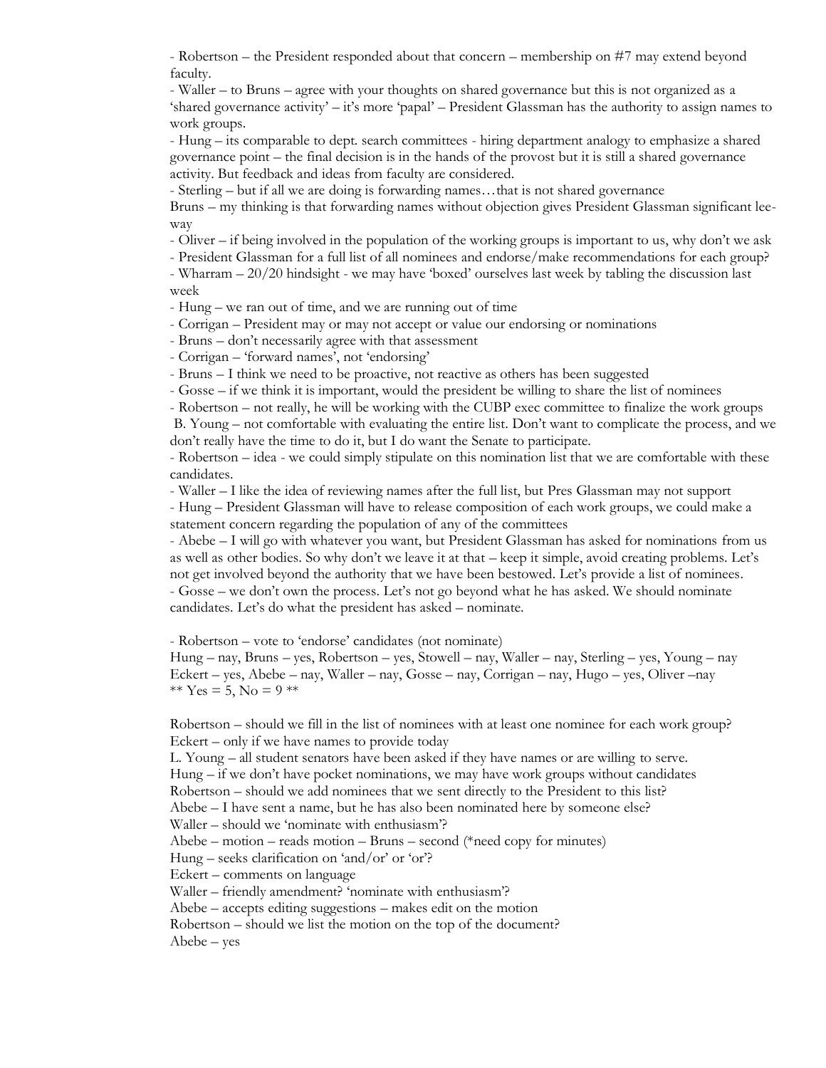- Robertson – the President responded about that concern – membership on #7 may extend beyond faculty.
- Waller – to Bruns – agree with your thoughts on shared governance but this is not organized as a 'shared governance activity' – it's more 'papal' – President Glassman has the authority to assign names to work groups.
- Hung – its comparable to dept. search committees - hiring department analogy to emphasize a shared governance point – the final decision is in the hands of the provost but it is still a shared governance activity. But feedback and ideas from faculty are considered.
- Sterling – but if all we are doing is forwarding names…that is not shared governance

Bruns – my thinking is that forwarding names without objection gives President Glassman significant lee-way

- Oliver – if being involved in the population of the working groups is important to us, why don't we ask
- President Glassman for a full list of all nominees and endorse/make recommendations for each group?
- Wharram – 20/20 hindsight - we may have 'boxed' ourselves last week by tabling the discussion last week
- Hung – we ran out of time, and we are running out of time
- Corrigan – President may or may not accept or value our endorsing or nominations
- Bruns – don't necessarily agree with that assessment
- Corrigan – 'forward names', not 'endorsing'
- Bruns – I think we need to be proactive, not reactive as others has been suggested
- Gosse – if we think it is important, would the president be willing to share the list of nominees
- Robertson – not really, he will be working with the CUBP exec committee to finalize the work groups

B. Young – not comfortable with evaluating the entire list. Don't want to complicate the process, and we don't really have the time to do it, but I do want the Senate to participate.

- Robertson – idea - we could simply stipulate on this nomination list that we are comfortable with these candidates.
- Waller – I like the idea of reviewing names after the full list, but Pres Glassman may not support
- Hung – President Glassman will have to release composition of each work groups, we could make a statement concern regarding the population of any of the committees
- Abebe – I will go with whatever you want, but President Glassman has asked for nominations from us as well as other bodies. So why don't we leave it at that – keep it simple, avoid creating problems. Let's not get involved beyond the authority that we have been bestowed. Let's provide a list of nominees.
- Gosse – we don't own the process. Let's not go beyond what he has asked. We should nominate candidates. Let's do what the president has asked – nominate.

- Robertson – vote to 'endorse' candidates (not nominate)

Hung – nay, Bruns – yes, Robertson – yes, Stowell – nay, Waller – nay, Sterling – yes, Young – nay
Eckert – yes, Abebe – nay, Waller – nay, Gosse – nay, Corrigan – nay, Hugo – yes, Oliver –nay
** Yes = 5, No = 9 **

Robertson – should we fill in the list of nominees with at least one nominee for each work group?
Eckert – only if we have names to provide today
L. Young – all student senators have been asked if they have names or are willing to serve.
Hung – if we don't have pocket nominations, we may have work groups without candidates
Robertson – should we add nominees that we sent directly to the President to this list?
Abebe – I have sent a name, but he has also been nominated here by someone else?
Waller – should we 'nominate with enthusiasm'?
Abebe – motion – reads motion – Bruns – second (*need copy for minutes)
Hung – seeks clarification on 'and/or' or 'or'?
Eckert – comments on language
Waller – friendly amendment? 'nominate with enthusiasm'?
Abebe – accepts editing suggestions – makes edit on the motion
Robertson – should we list the motion on the top of the document?
Abebe – yes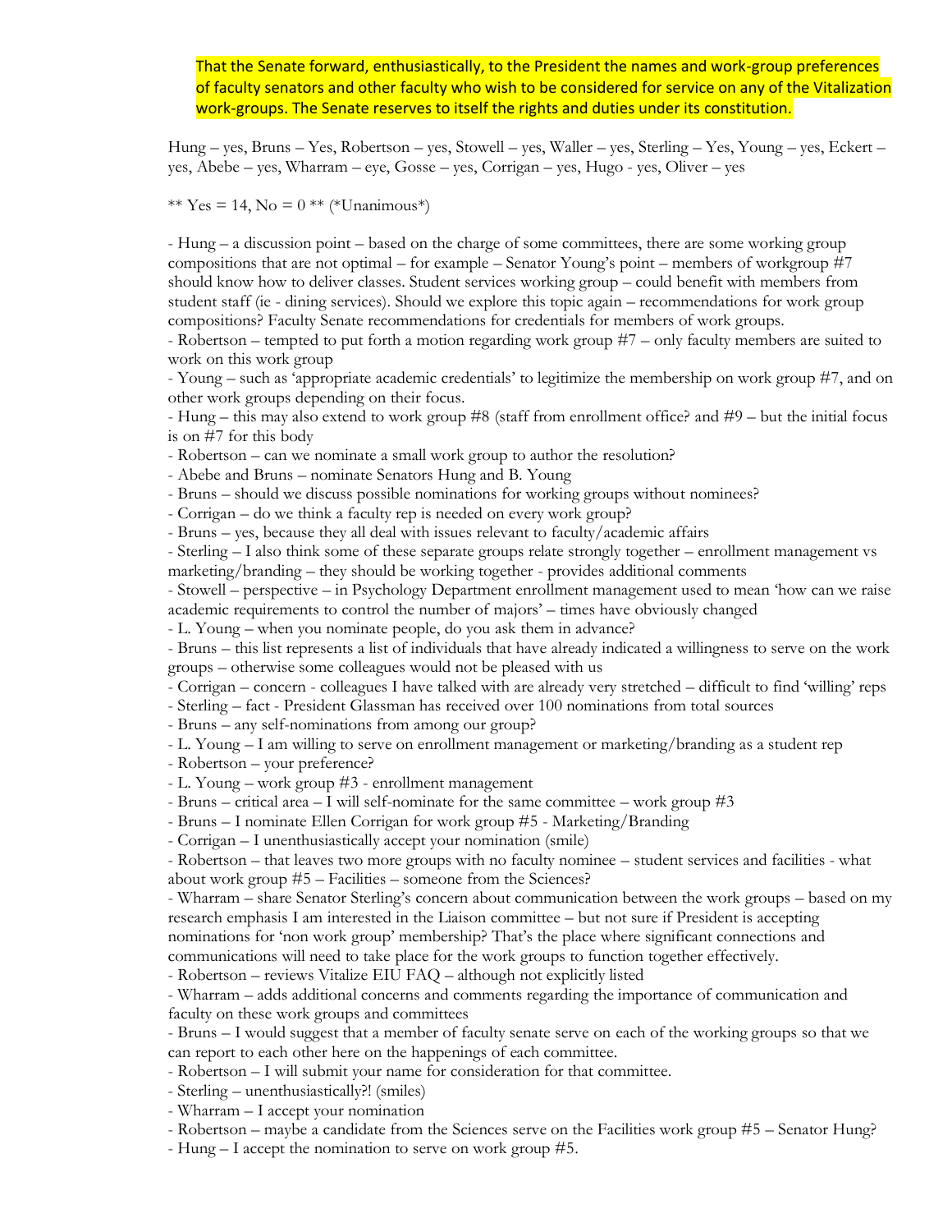That the Senate forward, enthusiastically, to the President the names and work-group preferences of faculty senators and other faculty who wish to be considered for service on any of the Vitalization work-groups. The Senate reserves to itself the rights and duties under its constitution.

Hung – yes, Bruns – Yes, Robertson – yes, Stowell – yes, Waller – yes, Sterling – Yes, Young – yes, Eckert – yes, Abebe – yes, Wharram – eye, Gosse – yes, Corrigan – yes, Hugo - yes, Oliver – yes

** Yes = 14, No = 0 ** (*Unanimous*)

- Hung – a discussion point – based on the charge of some committees, there are some working group compositions that are not optimal – for example – Senator Young's point – members of workgroup #7 should know how to deliver classes. Student services working group – could benefit with members from student staff (ie - dining services). Should we explore this topic again – recommendations for work group compositions? Faculty Senate recommendations for credentials for members of work groups.
- Robertson – tempted to put forth a motion regarding work group #7 – only faculty members are suited to work on this work group
- Young – such as 'appropriate academic credentials' to legitimize the membership on work group #7, and on other work groups depending on their focus.
- Hung – this may also extend to work group #8 (staff from enrollment office? and #9 – but the initial focus is on #7 for this body
- Robertson – can we nominate a small work group to author the resolution?
- Abebe and Bruns – nominate Senators Hung and B. Young
- Bruns – should we discuss possible nominations for working groups without nominees?
- Corrigan – do we think a faculty rep is needed on every work group?
- Bruns – yes, because they all deal with issues relevant to faculty/academic affairs
- Sterling – I also think some of these separate groups relate strongly together – enrollment management vs marketing/branding – they should be working together - provides additional comments
- Stowell – perspective – in Psychology Department enrollment management used to mean 'how can we raise academic requirements to control the number of majors' – times have obviously changed
- L. Young – when you nominate people, do you ask them in advance?
- Bruns – this list represents a list of individuals that have already indicated a willingness to serve on the work groups – otherwise some colleagues would not be pleased with us
- Corrigan – concern - colleagues I have talked with are already very stretched – difficult to find 'willing' reps
- Sterling – fact - President Glassman has received over 100 nominations from total sources
- Bruns – any self-nominations from among our group?
- L. Young – I am willing to serve on enrollment management or marketing/branding as a student rep
- Robertson – your preference?
- L. Young – work group #3 - enrollment management
- Bruns – critical area – I will self-nominate for the same committee – work group #3
- Bruns – I nominate Ellen Corrigan for work group #5 - Marketing/Branding
- Corrigan – I unenthusiastically accept your nomination (smile)
- Robertson – that leaves two more groups with no faculty nominee – student services and facilities - what about work group #5 – Facilities – someone from the Sciences?
- Wharram – share Senator Sterling's concern about communication between the work groups – based on my research emphasis I am interested in the Liaison committee – but not sure if President is accepting nominations for 'non work group' membership? That's the place where significant connections and communications will need to take place for the work groups to function together effectively.
- Robertson – reviews Vitalize EIU FAQ – although not explicitly listed
- Wharram – adds additional concerns and comments regarding the importance of communication and faculty on these work groups and committees
- Bruns – I would suggest that a member of faculty senate serve on each of the working groups so that we can report to each other here on the happenings of each committee.
- Robertson – I will submit your name for consideration for that committee.
- Sterling – unenthusiastically?! (smiles)
- Wharram – I accept your nomination
- Robertson – maybe a candidate from the Sciences serve on the Facilities work group #5 – Senator Hung?
- Hung – I accept the nomination to serve on work group #5.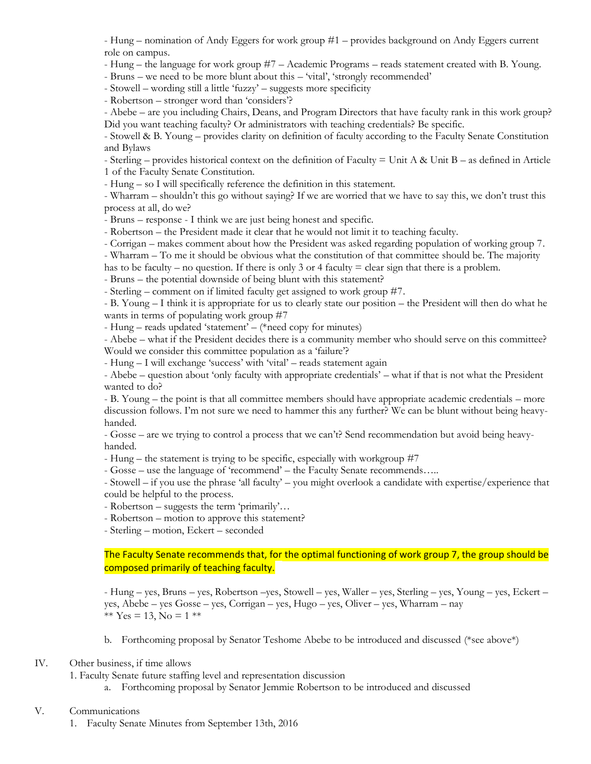- Hung – nomination of Andy Eggers for work group #1 – provides background on Andy Eggers current role on campus.
- Hung – the language for work group #7 – Academic Programs – reads statement created with B. Young.
- Bruns – we need to be more blunt about this – 'vital', 'strongly recommended'
- Stowell – wording still a little 'fuzzy' – suggests more specificity
- Robertson – stronger word than 'considers'?
- Abebe – are you including Chairs, Deans, and Program Directors that have faculty rank in this work group? Did you want teaching faculty? Or administrators with teaching credentials? Be specific.
- Stowell & B. Young – provides clarity on definition of faculty according to the Faculty Senate Constitution and Bylaws
- Sterling – provides historical context on the definition of Faculty = Unit A & Unit B – as defined in Article 1 of the Faculty Senate Constitution.
- Hung – so I will specifically reference the definition in this statement.
- Wharram – shouldn't this go without saying? If we are worried that we have to say this, we don't trust this process at all, do we?
- Bruns – response - I think we are just being honest and specific.
- Robertson – the President made it clear that he would not limit it to teaching faculty.
- Corrigan – makes comment about how the President was asked regarding population of working group 7.
- Wharram – To me it should be obvious what the constitution of that committee should be. The majority has to be faculty – no question. If there is only 3 or 4 faculty = clear sign that there is a problem.
- Bruns – the potential downside of being blunt with this statement?
- Sterling – comment on if limited faculty get assigned to work group #7.
- B. Young – I think it is appropriate for us to clearly state our position – the President will then do what he wants in terms of populating work group #7
- Hung – reads updated 'statement' – (*need copy for minutes)
- Abebe – what if the President decides there is a community member who should serve on this committee? Would we consider this committee population as a 'failure'?
- Hung – I will exchange 'success' with 'vital' – reads statement again
- Abebe – question about 'only faculty with appropriate credentials' – what if that is not what the President wanted to do?
- B. Young – the point is that all committee members should have appropriate academic credentials – more discussion follows. I'm not sure we need to hammer this any further? We can be blunt without being heavy-handed.
- Gosse – are we trying to control a process that we can't? Send recommendation but avoid being heavy-handed.
- Hung – the statement is trying to be specific, especially with workgroup #7
- Gosse – use the language of 'recommend' – the Faculty Senate recommends…..
- Stowell – if you use the phrase 'all faculty' – you might overlook a candidate with expertise/experience that could be helpful to the process.
- Robertson – suggests the term 'primarily'…
- Robertson – motion to approve this statement?
- Sterling – motion, Eckert – seconded

The Faculty Senate recommends that, for the optimal functioning of work group 7, the group should be composed primarily of teaching faculty.

- Hung – yes, Bruns – yes, Robertson –yes, Stowell – yes, Waller – yes, Sterling – yes, Young – yes, Eckert – yes, Abebe – yes Gosse – yes, Corrigan – yes, Hugo – yes, Oliver – yes, Wharram – nay
** Yes = 13, No = 1 **

b. Forthcoming proposal by Senator Teshome Abebe to be introduced and discussed (*see above*)

IV. Other business, if time allows
1. Faculty Senate future staffing level and representation discussion
   a. Forthcoming proposal by Senator Jemmie Robertson to be introduced and discussed

V. Communications
1. Faculty Senate Minutes from September 13th, 2016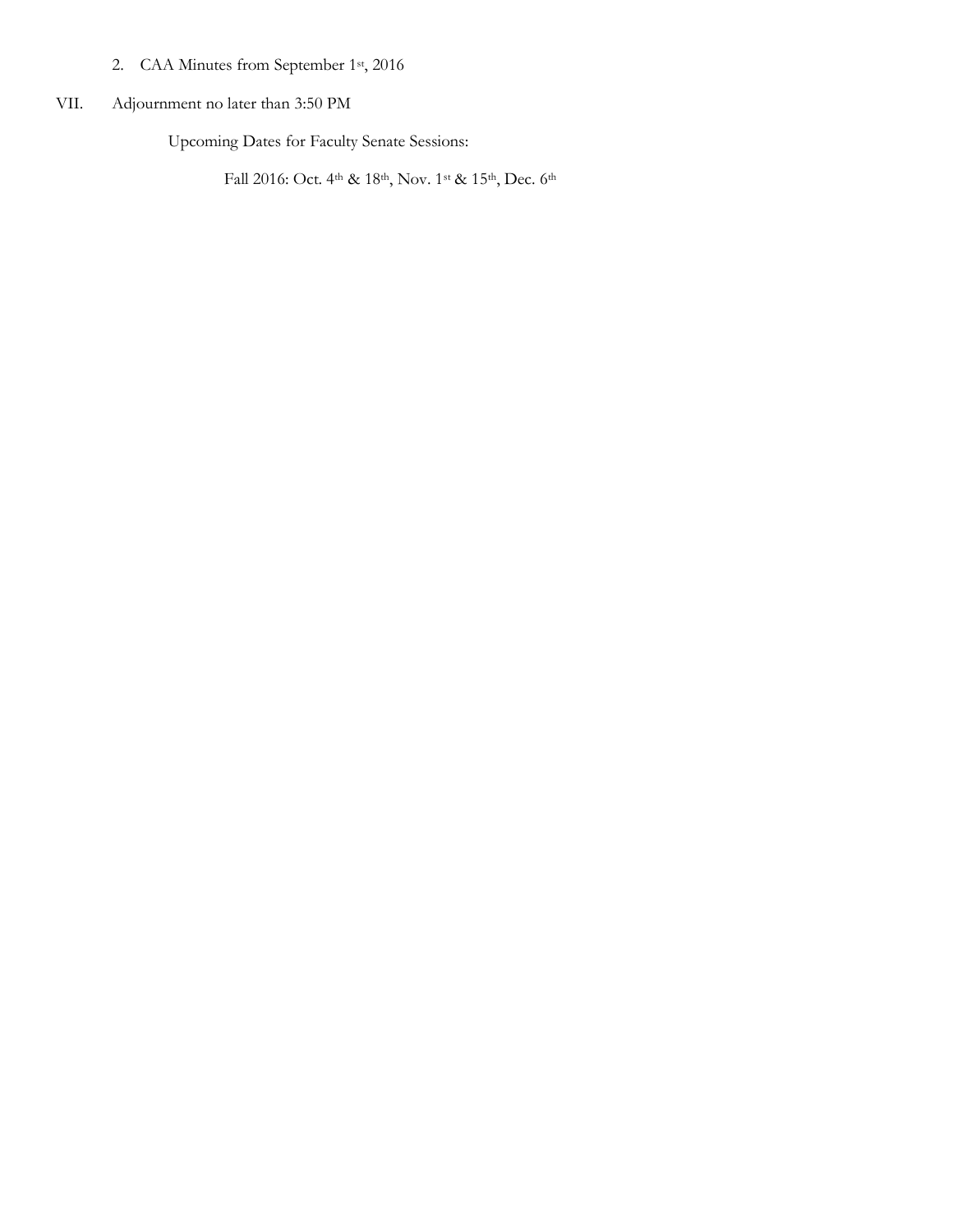2. CAA Minutes from September 1st, 2016

VII. Adjournment no later than 3:50 PM

Upcoming Dates for Faculty Senate Sessions:

Fall 2016: Oct. 4th & 18th, Nov. 1st & 15th, Dec. 6th